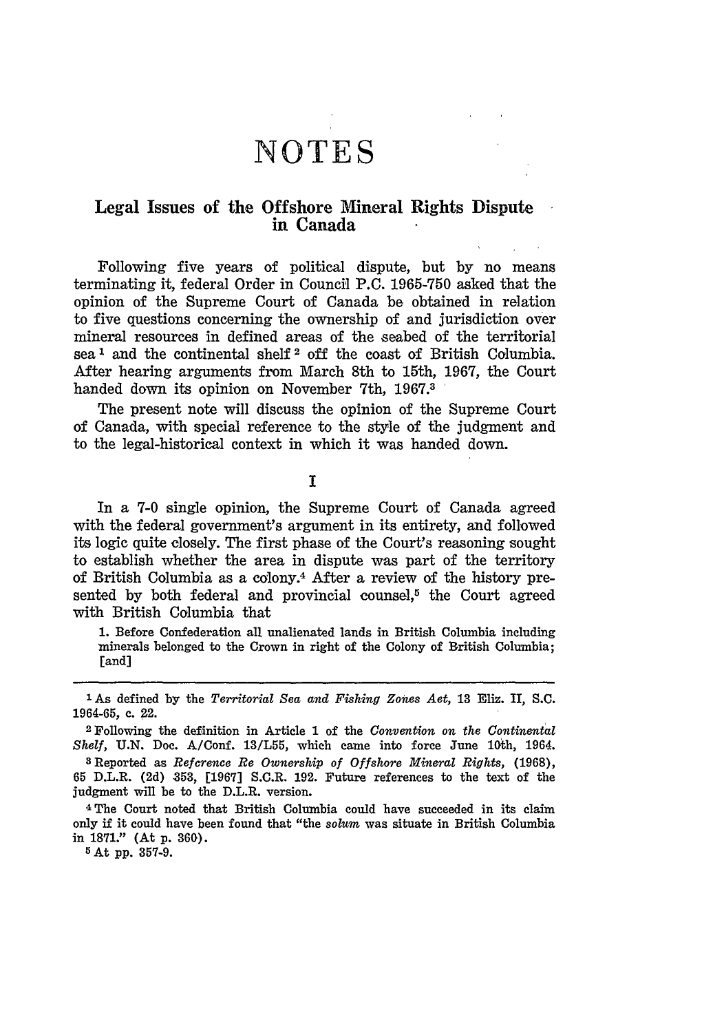# NOTES

## Legal Issues of the Offshore Mineral Rights Dispute in Canada

Following five years of political dispute, but by no means terminating it, federal Order in Council P.C. 1965-750 asked that the opinion of the Supreme Court of Canada be obtained in relation to five questions concerning the ownership of and jurisdiction over mineral resources in defined areas of the seabed of the territorial sea [1] and the continental shelf [2] off the coast of British Columbia. After hearing arguments from March 8th to 15th, 1967, the Court handed down its opinion on November 7th, 1967.[3]

The present note will discuss the opinion of the Supreme Court of Canada, with special reference to the style of the judgment and to the legal-historical context in which it was handed down.

### I

In a 7-0 single opinion, the Supreme Court of Canada agreed with the federal government's argument in its entirety, and followed its logic quite closely. The first phase of the Court's reasoning sought to establish whether the area in dispute was part of the territory of British Columbia as a colony.[4] After a review of the history presented by both federal and provincial counsel,[5] the Court agreed with British Columbia that

> 1. Before Confederation all unalienated lands in British Columbia including minerals belonged to the Crown in right of the Colony of British Columbia; [and]

---

[1] As defined by the *Territorial Sea and Fishing Zones Act*, 13 Eliz. II, S.C. 1964-65, c. 22.

[2] Following the definition in Article 1 of the *Convention on the Continental Shelf*, U.N. Doc. A/Conf. 13/L55, which came into force June 10th, 1964.

[3] Reported as *Reference Re Ownership of Offshore Mineral Rights*, (1968), 65 D.L.R. (2d) 353, [1967] S.C.R. 192. Future references to the text of the judgment will be to the D.L.R. version.

[4] The Court noted that British Columbia could have succeeded in its claim only if it could have been found that "the *solum* was situate in British Columbia in 1871." (At p. 360).

[5] At pp. 357-9.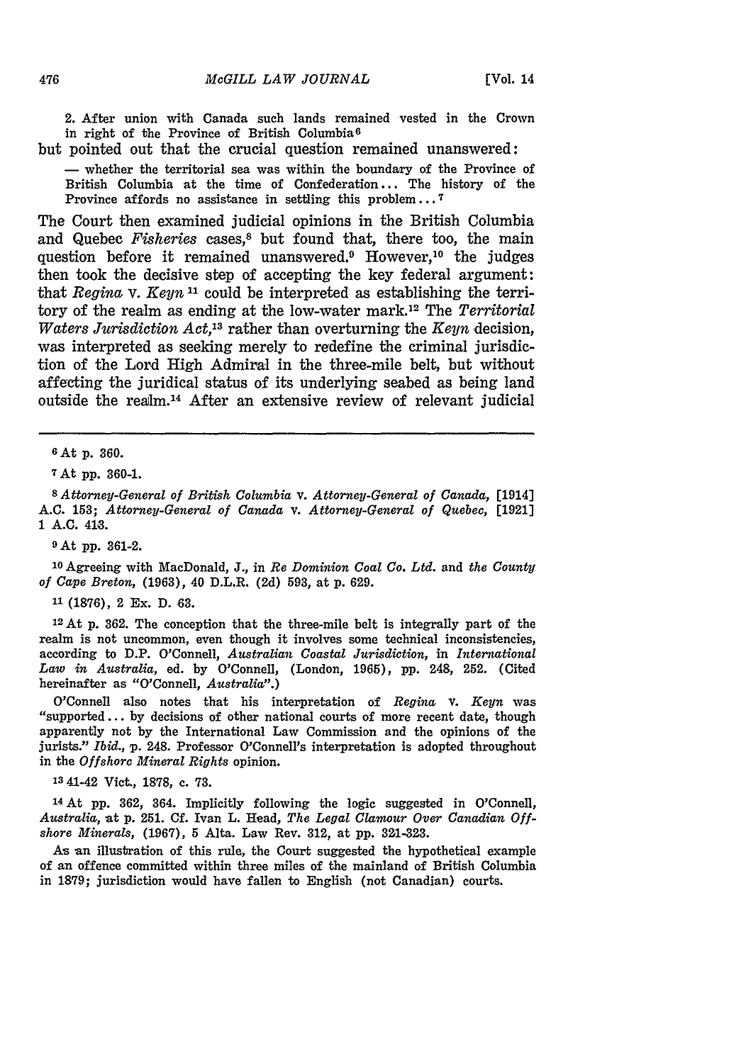> 2. After union with Canada such lands remained vested in the Crown in right of the Province of British Columbia[6]

but pointed out that the crucial question remained unanswered:

> — whether the territorial sea was within the boundary of the Province of British Columbia at the time of Confederation... The history of the Province affords no assistance in settling this problem...[7]

The Court then examined judicial opinions in the British Columbia and Quebec *Fisheries* cases,[8] but found that, there too, the main question before it remained unanswered.[9] However,[10] the judges then took the decisive step of accepting the key federal argument: that *Regina* v. *Keyn*[11] could be interpreted as establishing the territory of the realm as ending at the low-water mark.[12] The *Territorial Waters Jurisdiction Act*,[13] rather than overturning the *Keyn* decision, was interpreted as seeking merely to redefine the criminal jurisdiction of the Lord High Admiral in the three-mile belt, but without affecting the juridical status of its underlying seabed as being land outside the realm.[14] After an extensive review of relevant judicial

---

[6] At p. 360.

[7] At pp. 360-1.

[8] *Attorney-General of British Columbia* v. *Attorney-General of Canada*, [1914] A.C. 153; *Attorney-General of Canada* v. *Attorney-General of Quebec*, [1921] 1 A.C. 413.

[9] At pp. 361-2.

[10] Agreeing with MacDonald, J., in *Re Dominion Coal Co. Ltd.* and *the County of Cape Breton*, (1963), 40 D.L.R. (2d) 593, at p. 629.

[11] (1876), 2 Ex. D. 63.

[12] At p. 362. The conception that the three-mile belt is integrally part of the realm is not uncommon, even though it involves some technical inconsistencies, according to D.P. O'Connell, *Australian Coastal Jurisdiction*, in *International Law in Australia*, ed. by O'Connell, (London, 1965), pp. 248, 252. (Cited hereinafter as "O'Connell, *Australia*".)

O'Connell also notes that his interpretation of *Regina* v. *Keyn* was "supported... by decisions of other national courts of more recent date, though apparently not by the International Law Commission and the opinions of the jurists." *Ibid.*, p. 248. Professor O'Connell's interpretation is adopted throughout in the *Offshore Mineral Rights* opinion.

[13] 41-42 Vict., 1878, c. 73.

[14] At pp. 362, 364. Implicitly following the logic suggested in O'Connell, *Australia*, at p. 251. Cf. Ivan L. Head, *The Legal Clamour Over Canadian Offshore Minerals*, (1967), 5 Alta. Law Rev. 312, at pp. 321-323.

As an illustration of this rule, the Court suggested the hypothetical example of an offence committed within three miles of the mainland of British Columbia in 1879; jurisdiction would have fallen to English (not Canadian) courts.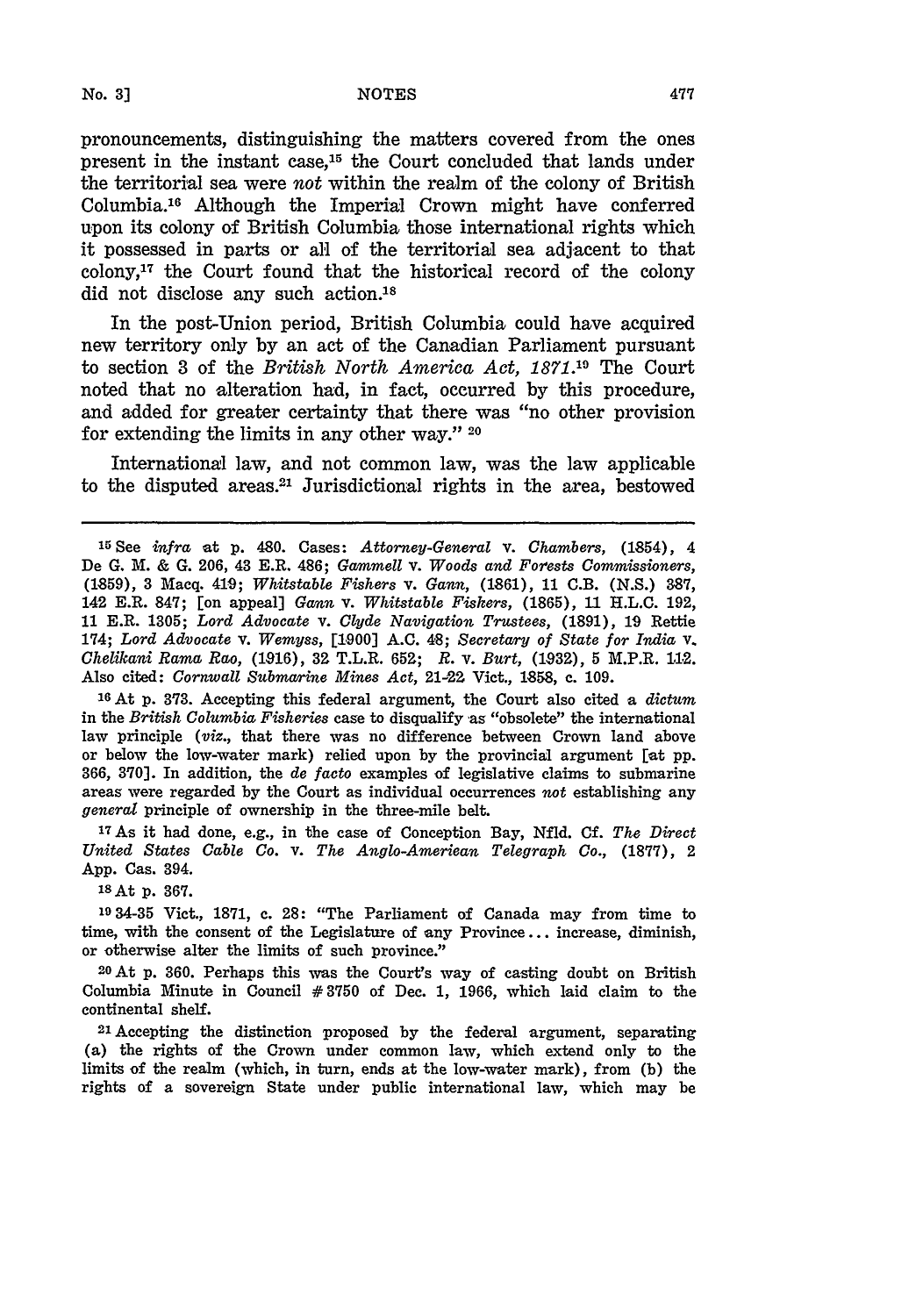pronouncements, distinguishing the matters covered from the ones present in the instant case,[15] the Court concluded that lands under the territorial sea were *not* within the realm of the colony of British Columbia.[16] Although the Imperial Crown might have conferred upon its colony of British Columbia those international rights which it possessed in parts or all of the territorial sea adjacent to that colony,[17] the Court found that the historical record of the colony did not disclose any such action.[18]

In the post-Union period, British Columbia could have acquired new territory only by an act of the Canadian Parliament pursuant to section 3 of the *British North America Act, 1871*.[19] The Court noted that no alteration had, in fact, occurred by this procedure, and added for greater certainty that there was "no other provision for extending the limits in any other way." [20]

International law, and not common law, was the law applicable to the disputed areas.[21] Jurisdictional rights in the area, bestowed

---

[15] See *infra* at p. 480. Cases: *Attorney-General* v. *Chambers*, (1854), 4 De G. M. & G. 206, 43 E.R. 486; *Gammell* v. *Woods and Forests Commissioners*, (1859), 3 Macq. 419; *Whitstable Fishers* v. *Gann*, (1861), 11 C.B. (N.S.) 387, 142 E.R. 847; [on appeal] *Gann* v. *Whitstable Fishers*, (1865), 11 H.L.C. 192, 11 E.R. 1305; *Lord Advocate* v. *Clyde Navigation Trustees*, (1891), 19 Rettie 174; *Lord Advocate* v. *Wemyss*, [1900] A.C. 48; *Secretary of State for India* v. *Chelikani Rama Rao*, (1916), 32 T.L.R. 652; *R.* v. *Burt*, (1932), 5 M.P.R. 112. Also cited: *Cornwall Submarine Mines Act*, 21-22 Vict., 1858, c. 109.

[16] At p. 373. Accepting this federal argument, the Court also cited a *dictum* in the *British Columbia Fisheries* case to disqualify as "obsolete" the international law principle (*viz.*, that there was no difference between Crown land above or below the low-water mark) relied upon by the provincial argument [at pp. 366, 370]. In addition, the *de facto* examples of legislative claims to submarine areas were regarded by the Court as individual occurrences *not* establishing any *general* principle of ownership in the three-mile belt.

[17] As it had done, e.g., in the case of Conception Bay, Nfld. Cf. *The Direct United States Cable Co.* v. *The Anglo-American Telegraph Co.*, (1877), 2 App. Cas. 394.

[18] At p. 367.

[19] 34-35 Vict., 1871, c. 28: "The Parliament of Canada may from time to time, with the consent of the Legislature of any Province ... increase, diminish, or otherwise alter the limits of such province."

[20] At p. 360. Perhaps this was the Court's way of casting doubt on British Columbia Minute in Council #3750 of Dec. 1, 1966, which laid claim to the continental shelf.

[21] Accepting the distinction proposed by the federal argument, separating (a) the rights of the Crown under common law, which extend only to the limits of the realm (which, in turn, ends at the low-water mark), from (b) the rights of a sovereign State under public international law, which may be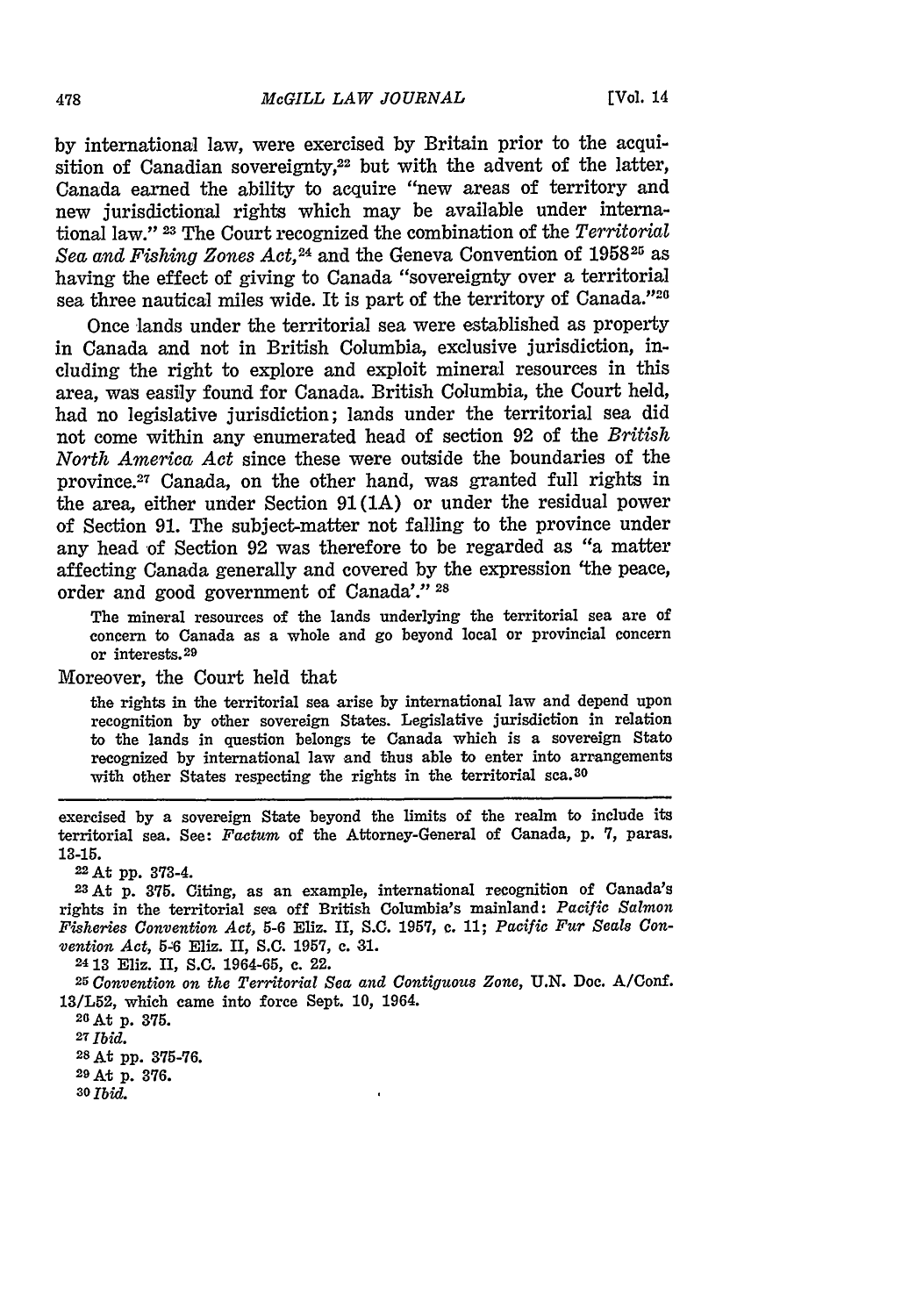by international law, were exercised by Britain prior to the acquisition of Canadian sovereignty,[22] but with the advent of the latter, Canada earned the ability to acquire "new areas of territory and new jurisdictional rights which may be available under international law." [23] The Court recognized the combination of the *Territorial Sea and Fishing Zones Act,*[24] and the Geneva Convention of 1958[25] as having the effect of giving to Canada "sovereignty over a territorial sea three nautical miles wide. It is part of the territory of Canada."[26]

Once lands under the territorial sea were established as property in Canada and not in British Columbia, exclusive jurisdiction, including the right to explore and exploit mineral resources in this area, was easily found for Canada. British Columbia, the Court held, had no legislative jurisdiction; lands under the territorial sea did not come within any enumerated head of section 92 of the *British North America Act* since these were outside the boundaries of the province.[27] Canada, on the other hand, was granted full rights in the area, either under Section 91(1A) or under the residual power of Section 91. The subject-matter not falling to the province under any head of Section 92 was therefore to be regarded as "a matter affecting Canada generally and covered by the expression 'the peace, order and good government of Canada'." [28]

> The mineral resources of the lands underlying the territorial sea are of concern to Canada as a whole and go beyond local or provincial concern or interests.[29]

Moreover, the Court held that

> the rights in the territorial sea arise by international law and depend upon recognition by other sovereign States. Legislative jurisdiction in relation to the lands in question belongs te Canada which is a sovereign Stato recognized by international law and thus able to enter into arrangements with other States respecting the rights in the territorial sca.[30]

---

exercised by a sovereign State beyond the limits of the realm to include its territorial sea. See: *Factum* of the Attorney-General of Canada, p. 7, paras. 13-15.

[22] At pp. 373-4.

[23] At p. 375. Citing, as an example, international recognition of Canada's rights in the territorial sea off British Columbia's mainland: *Pacific Salmon Fisheries Convention Act,* 5-6 Eliz. II, S.C. 1957, c. 11; *Pacific Fur Seals Convention Act,* 5-6 Eliz. II, S.C. 1957, c. 31.

[24] 13 Eliz. II, S.C. 1964-65, c. 22.

[25] *Convention on the Territorial Sea and Contiguous Zone,* U.N. Doc. A/Conf. 13/L52, which came into force Sept. 10, 1964.

[26] At p. 375.

[27] *Ibid.*

[28] At pp. 375-76.

[29] At p. 376.

[30] *Ibid.*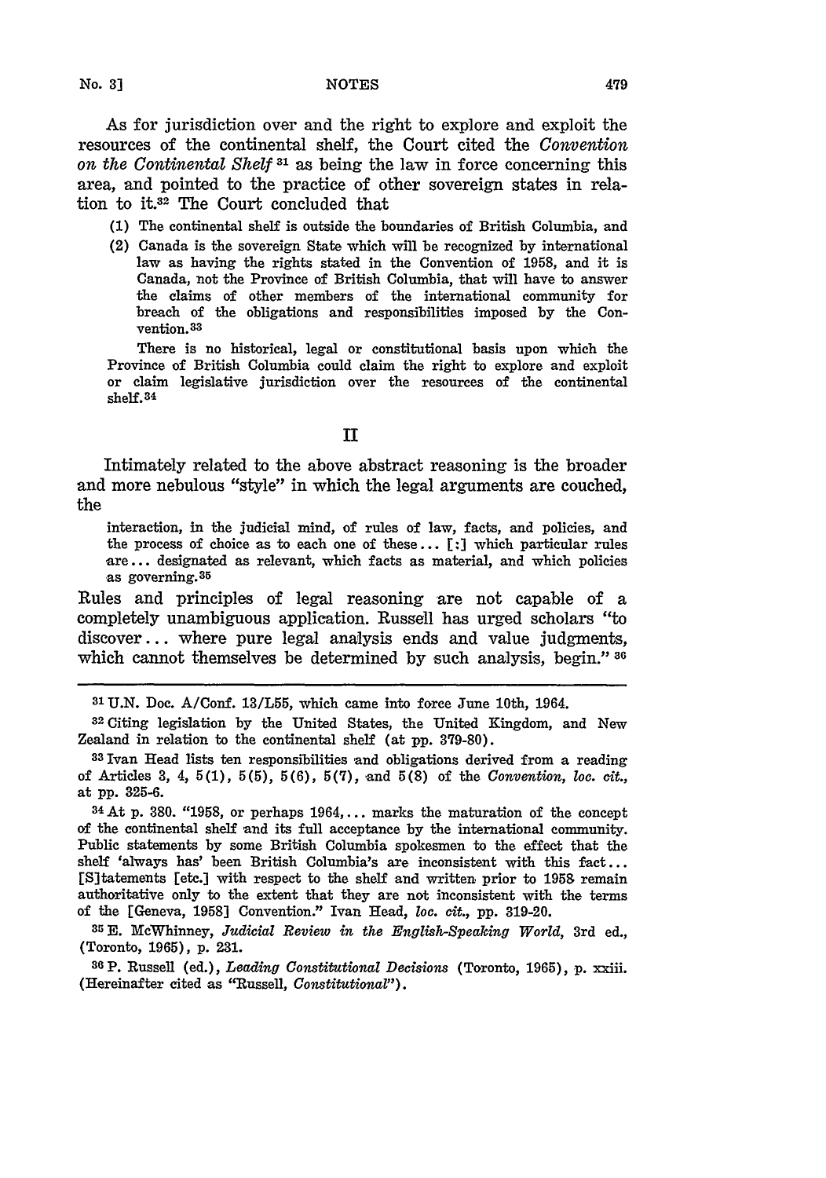As for jurisdiction over and the right to explore and exploit the resources of the continental shelf, the Court cited the *Convention on the Continental Shelf* [31] as being the law in force concerning this area, and pointed to the practice of other sovereign states in relation to it.[32] The Court concluded that

> (1) The continental shelf is outside the boundaries of British Columbia, and
> (2) Canada is the sovereign State which will be recognized by international law as having the rights stated in the Convention of 1958, and it is Canada, not the Province of British Columbia, that will have to answer the claims of other members of the international community for breach of the obligations and responsibilities imposed by the Convention.[33]
>
> There is no historical, legal or constitutional basis upon which the Province of British Columbia could claim the right to explore and exploit or claim legislative jurisdiction over the resources of the continental shelf.[34]

## II

Intimately related to the above abstract reasoning is the broader and more nebulous "style" in which the legal arguments are couched, the

> interaction, in the judicial mind, of rules of law, facts, and policies, and the process of choice as to each one of these ... [:] which particular rules are ... designated as relevant, which facts as material, and which policies as governing.[35]

Rules and principles of legal reasoning are not capable of a completely unambiguous application. Russell has urged scholars "to discover ... where pure legal analysis ends and value judgments, which cannot themselves be determined by such analysis, begin." [36]

---

[31] U.N. Doc. A/Conf. 13/L55, which came into force June 10th, 1964.

[32] Citing legislation by the United States, the United Kingdom, and New Zealand in relation to the continental shelf (at pp. 379-80).

[33] Ivan Head lists ten responsibilities and obligations derived from a reading of Articles 3, 4, 5(1), 5(5), 5(6), 5(7), and 5(8) of the *Convention, loc. cit.*, at pp. 325-6.

[34] At p. 380. "1958, or perhaps 1964, ... marks the maturation of the concept of the continental shelf and its full acceptance by the international community. Public statements by some British Columbia spokesmen to the effect that the shelf 'always has' been British Columbia's are inconsistent with this fact ... [S]tatements [etc.] with respect to the shelf and written prior to 1958 remain authoritative only to the extent that they are not inconsistent with the terms of the [Geneva, 1958] Convention." Ivan Head, *loc. cit.*, pp. 319-20.

[35] E. McWhinney, *Judicial Review in the English-Speaking World*, 3rd ed., (Toronto, 1965), p. 231.

[36] P. Russell (ed.), *Leading Constitutional Decisions* (Toronto, 1965), p. xxiii. (Hereinafter cited as "Russell, *Constitutional*").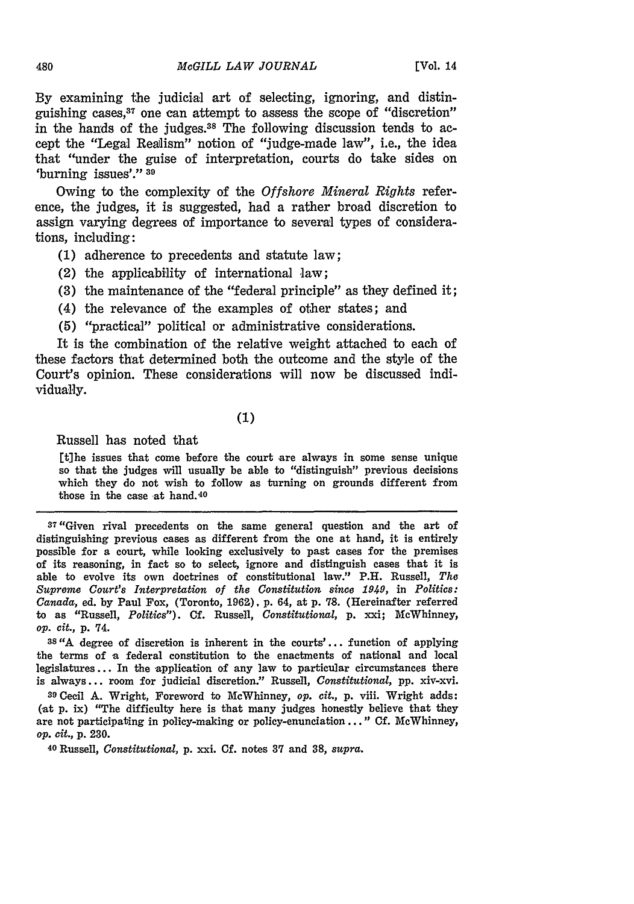By examining the judicial art of selecting, ignoring, and distinguishing cases,[37] one can attempt to assess the scope of "discretion" in the hands of the judges.[38] The following discussion tends to accept the "Legal Realism" notion of "judge-made law", i.e., the idea that "under the guise of interpretation, courts do take sides on 'burning issues'." [39]

Owing to the complexity of the *Offshore Mineral Rights* reference, the judges, it is suggested, had a rather broad discretion to assign varying degrees of importance to several types of considerations, including:

(1) adherence to precedents and statute law;

(2) the applicability of international law;

(3) the maintenance of the "federal principle" as they defined it;

(4) the relevance of the examples of other states; and

(5) "practical" political or administrative considerations.

It is the combination of the relative weight attached to each of these factors that determined both the outcome and the style of the Court's opinion. These considerations will now be discussed individually.

(1)

Russell has noted that

> [t]he issues that come before the court are always in some sense unique so that the judges will usually be able to "distinguish" previous decisions which they do not wish to follow as turning on grounds different from those in the case at hand.[40]

---

[37] "Given rival precedents on the same general question and the art of distinguishing previous cases as different from the one at hand, it is entirely possible for a court, while looking exclusively to past cases for the premises of its reasoning, in fact so to select, ignore and distinguish cases that it is able to evolve its own doctrines of constitutional law." P.H. Russell, *The Supreme Court's Interpretation of the Constitution since 1949*, in *Politics: Canada*, ed. by Paul Fox, (Toronto, 1962), p. 64, at p. 78. (Hereinafter referred to as "Russell, *Politics*"). Cf. Russell, *Constitutional*, p. xxi; McWhinney, *op. cit.*, p. 74.

[38] "A degree of discretion is inherent in the courts'... function of applying the terms of a federal constitution to the enactments of national and local legislatures... In the application of any law to particular circumstances there is always... room for judicial discretion." Russell, *Constitutional*, pp. xiv-xvi.

[39] Cecil A. Wright, Foreword to McWhinney, *op. cit.*, p. viii. Wright adds: (at p. ix) "The difficulty here is that many judges honestly believe that they are not participating in policy-making or policy-enunciation..." Cf. McWhinney, *op. cit.*, p. 230.

[40] Russell, *Constitutional*, p. xxi. Cf. notes 37 and 38, *supra*.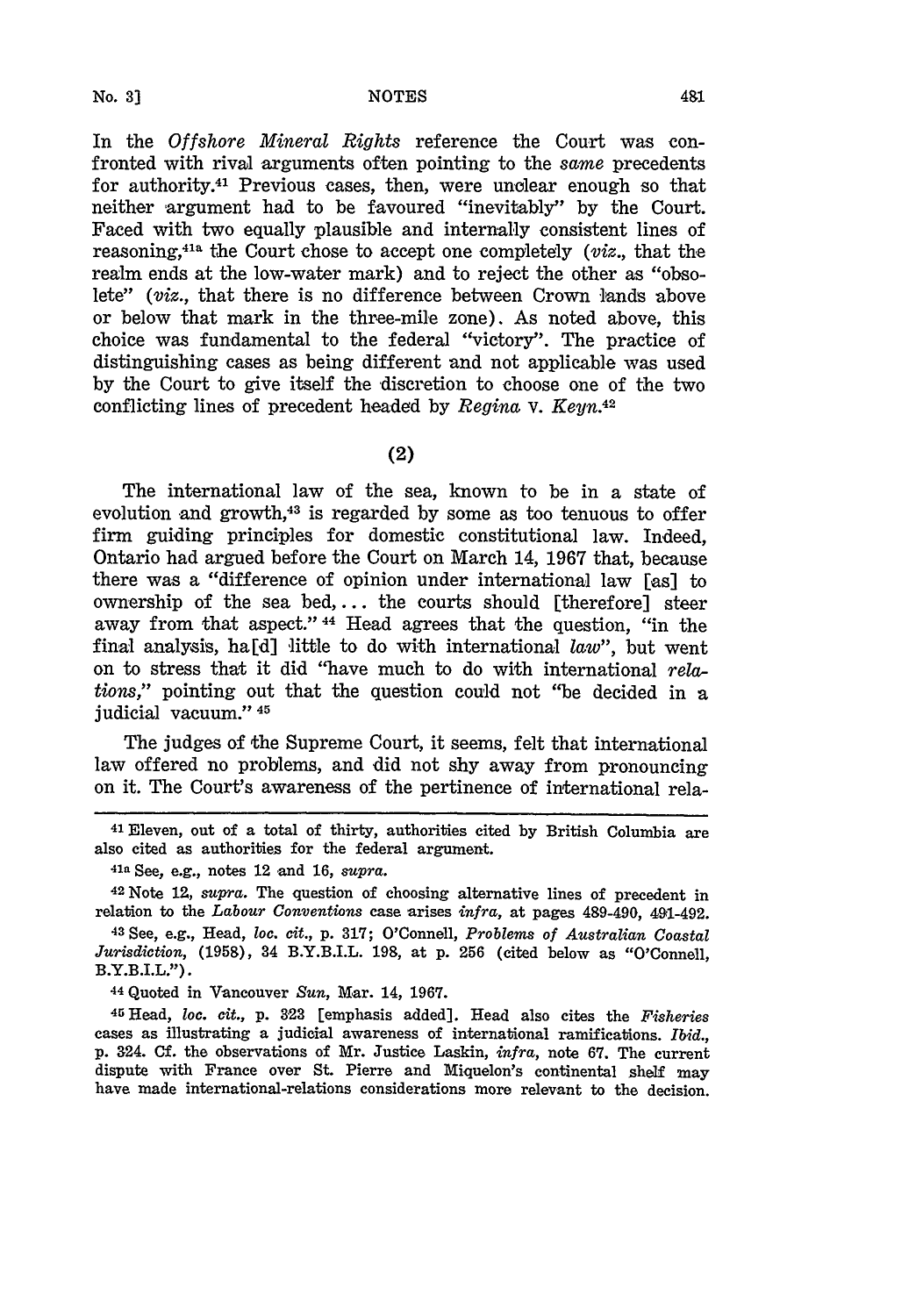In the *Offshore Mineral Rights* reference the Court was confronted with rival arguments often pointing to the *same* precedents for authority.[41] Previous cases, then, were unclear enough so that neither argument had to be favoured "inevitably" by the Court. Faced with two equally plausible and internally consistent lines of reasoning,[41a] the Court chose to accept one completely (*viz.*, that the realm ends at the low-water mark) and to reject the other as "obsolete" (*viz.*, that there is no difference between Crown lands above or below that mark in the three-mile zone). As noted above, this choice was fundamental to the federal "victory". The practice of distinguishing cases as being different and not applicable was used by the Court to give itself the discretion to choose one of the two conflicting lines of precedent headed by *Regina* v. *Keyn*.[42]

(2)

The international law of the sea, known to be in a state of evolution and growth,[43] is regarded by some as too tenuous to offer firm guiding principles for domestic constitutional law. Indeed, Ontario had argued before the Court on March 14, 1967 that, because there was a "difference of opinion under international law [as] to ownership of the sea bed, ... the courts should [therefore] steer away from that aspect." [44] Head agrees that the question, "in the final analysis, ha[d] little to do with international *law*", but went on to stress that it did "have much to do with international *relations*," pointing out that the question could not "be decided in a judicial vacuum." [45]

The judges of the Supreme Court, it seems, felt that international law offered no problems, and did not shy away from pronouncing on it. The Court's awareness of the pertinence of international rela-

---

[41] Eleven, out of a total of thirty, authorities cited by British Columbia are also cited as authorities for the federal argument.

[41a] See, e.g., notes 12 and 16, *supra*.

[42] Note 12, *supra*. The question of choosing alternative lines of precedent in relation to the *Labour Conventions* case arises *infra*, at pages 489-490, 491-492.

[43] See, e.g., Head, *loc. cit.*, p. 317; O'Connell, *Problems of Australian Coastal Jurisdiction*, (1958), 34 B.Y.B.I.L. 198, at p. 256 (cited below as "O'Connell, B.Y.B.I.L.").

[44] Quoted in Vancouver *Sun*, Mar. 14, 1967.

[45] Head, *loc. cit.*, p. 323 [emphasis added]. Head also cites the *Fisheries* cases as illustrating a judicial awareness of international ramifications. *Ibid.*, p. 324. Cf. the observations of Mr. Justice Laskin, *infra*, note 67. The current dispute with France over St. Pierre and Miquelon's continental shelf may have made international-relations considerations more relevant to the decision.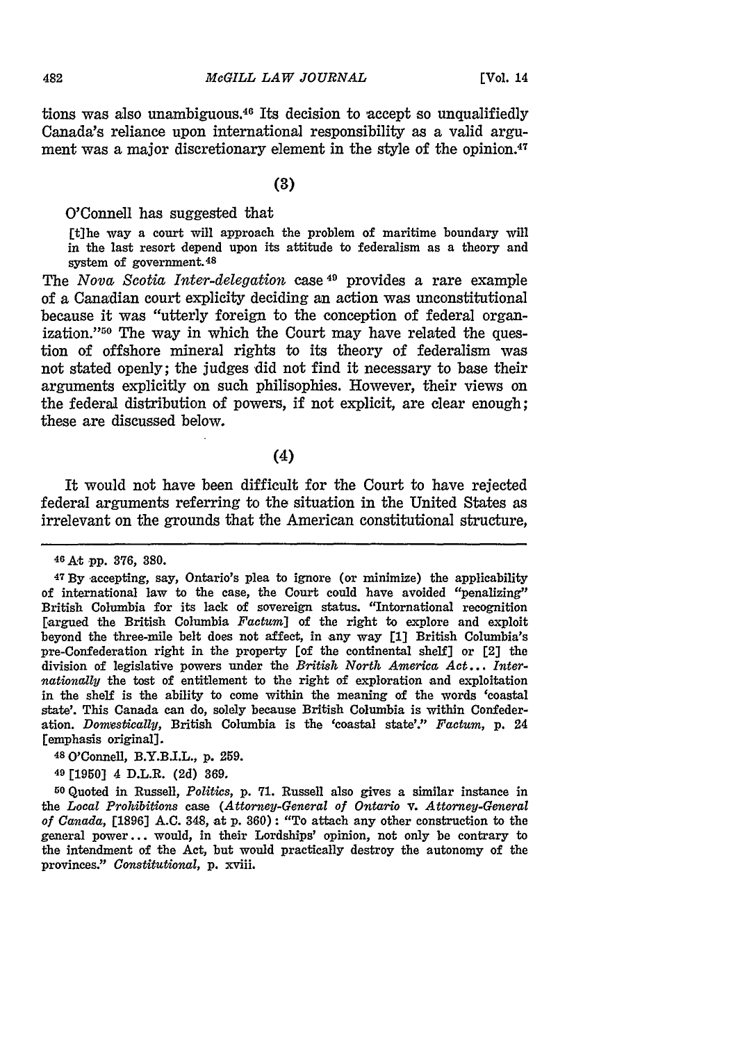tions was also unambiguous.[46] Its decision to accept so unqualifiedly Canada's reliance upon international responsibility as a valid argument was a major discretionary element in the style of the opinion.[47]

(3)

O'Connell has suggested that

> [t]he way a court will approach the problem of maritime boundary will in the last resort depend upon its attitude to federalism as a theory and system of government.[48]

The *Nova Scotia Inter-delegation* case[49] provides a rare example of a Canadian court explicity deciding an action was unconstitutional because it was "utterly foreign to the conception of federal organization."[50] The way in which the Court may have related the question of offshore mineral rights to its theory of federalism was not stated openly; the judges did not find it necessary to base their arguments explicitly on such philisophies. However, their views on the federal distribution of powers, if not explicit, are clear enough; these are discussed below.

(4)

It would not have been difficult for the Court to have rejected federal arguments referring to the situation in the United States as irrelevant on the grounds that the American constitutional structure,

---

[46] At pp. 376, 380.

[47] By accepting, say, Ontario's plea to ignore (or minimize) the applicability of international law to the case, the Court could have avoided "penalizing" British Columbia for its lack of sovereign status. "International recognition [argued the British Columbia *Factum*] of the right to explore and exploit beyond the three-mile belt does not affect, in any way [1] British Columbia's pre-Confederation right in the property [of the continental shelf] or [2] the division of legislative powers under the *British North America Act*... *Internationally* the tost of entitlement to the right of exploration and exploitation in the shelf is the ability to come within the meaning of the words 'coastal state'. This Canada can do, solely because British Columbia is within Confederation. *Domestically*, British Columbia is the 'coastal state'." *Factum*, p. 24 [emphasis original].

[48] O'Connell, B.Y.B.I.L., p. 259.

[49] [1950] 4 D.L.R. (2d) 369.

[50] Quoted in Russell, *Politics*, p. 71. Russell also gives a similar instance in the *Local Prohibitions* case (*Attorney-General of Ontario* v. *Attorney-General of Canada*, [1896] A.C. 348, at p. 360): "To attach any other construction to the general power... would, in their Lordships' opinion, not only be contrary to the intendment of the Act, but would practically destroy the autonomy of the provinces." *Constitutional*, p. xviii.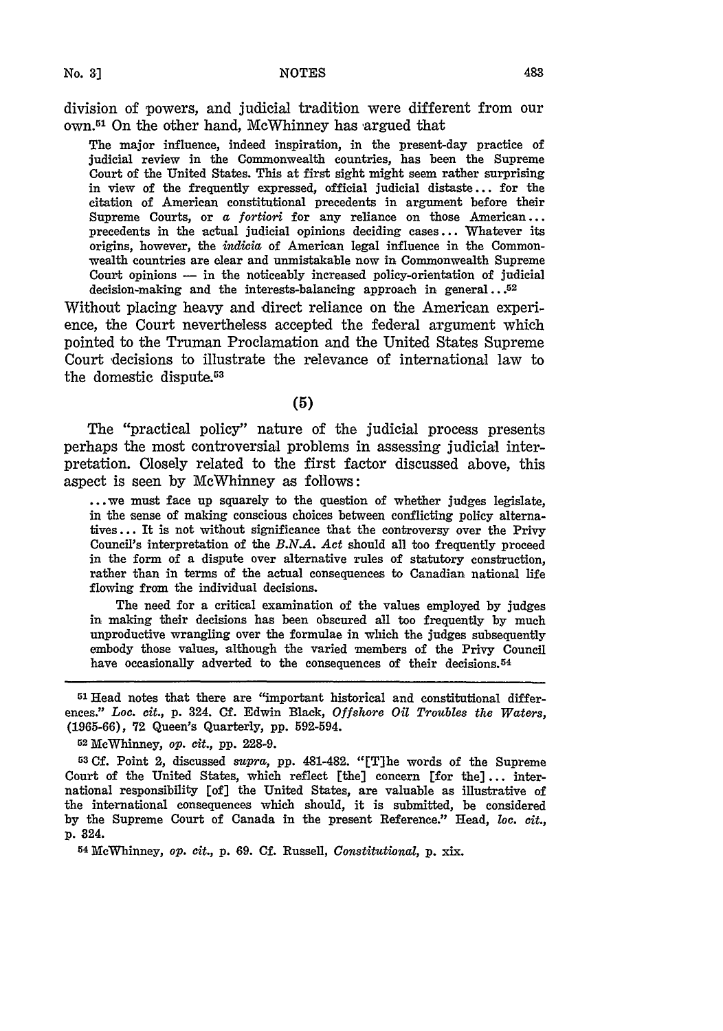division of powers, and judicial tradition were different from our own.[51] On the other hand, McWhinney has argued that

> The major influence, indeed inspiration, in the present-day practice of judicial review in the Commonwealth countries, has been the Supreme Court of the United States. This at first sight might seem rather surprising in view of the frequently expressed, official judicial distaste... for the citation of American constitutional precedents in argument before their Supreme Courts, or *a fortiori* for any reliance on those American... precedents in the actual judicial opinions deciding cases... Whatever its origins, however, the *indicia* of American legal influence in the Commonwealth countries are clear and unmistakable now in Commonwealth Supreme Court opinions — in the noticeably increased policy-orientation of judicial decision-making and the interests-balancing approach in general...[52]

Without placing heavy and direct reliance on the American experience, the Court nevertheless accepted the federal argument which pointed to the Truman Proclamation and the United States Supreme Court decisions to illustrate the relevance of international law to the domestic dispute.[53]

**(5)**

The "practical policy" nature of the judicial process presents perhaps the most controversial problems in assessing judicial interpretation. Closely related to the first factor discussed above, this aspect is seen by McWhinney as follows:

> ...we must face up squarely to the question of whether judges legislate, in the sense of making conscious choices between conflicting policy alternatives... It is not without significance that the controversy over the Privy Council's interpretation of the *B.N.A. Act* should all too frequently proceed in the form of a dispute over alternative rules of statutory construction, rather than in terms of the actual consequences to Canadian national life flowing from the individual decisions.
>
> The need for a critical examination of the values employed by judges in making their decisions has been obscured all too frequently by much unproductive wrangling over the formulae in which the judges subsequently embody those values, although the varied members of the Privy Council have occasionally adverted to the consequences of their decisions.[54]

---

[51] Head notes that there are "important historical and constitutional differences." *Loc. cit.*, p. 324. Cf. Edwin Black, *Offshore Oil Troubles the Waters*, (1965-66), 72 Queen's Quarterly, pp. 592-594.

[52] McWhinney, *op. cit.*, pp. 228-9.

[53] Cf. Point 2, discussed *supra*, pp. 481-482. "[T]he words of the Supreme Court of the United States, which reflect [the] concern [for the]... international responsibility [of] the United States, are valuable as illustrative of the international consequences which should, it is submitted, be considered by the Supreme Court of Canada in the present Reference." Head, *loc. cit.*, p. 324.

[54] McWhinney, *op. cit.*, p. 69. Cf. Russell, *Constitutional*, p. xix.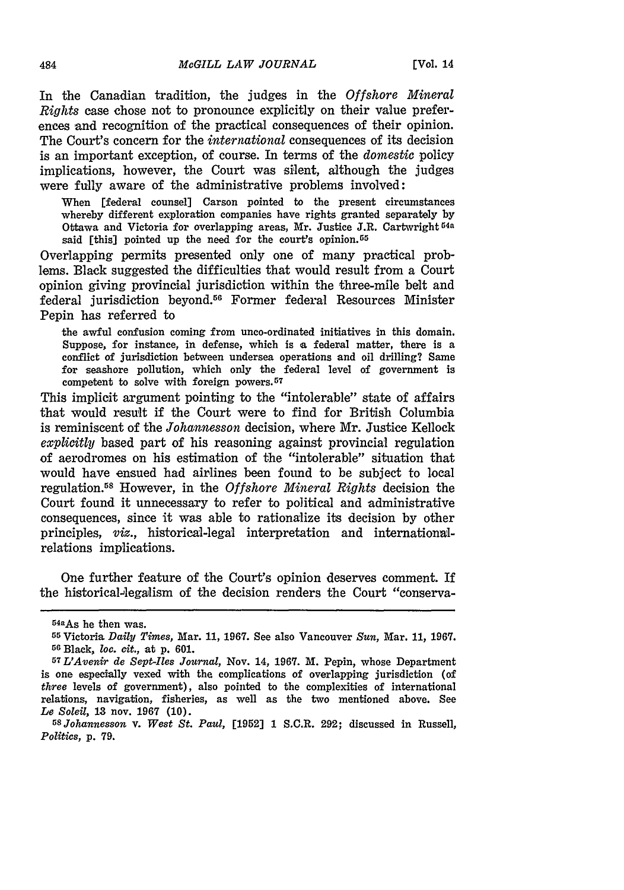In the Canadian tradition, the judges in the *Offshore Mineral Rights* case chose not to pronounce explicitly on their value preferences and recognition of the practical consequences of their opinion. The Court's concern for the *international* consequences of its decision is an important exception, of course. In terms of the *domestic* policy implications, however, the Court was silent, although the judges were fully aware of the administrative problems involved:

> When [federal counsel] Carson pointed to the present circumstances whereby different exploration companies have rights granted separately by Ottawa and Victoria for overlapping areas, Mr. Justice J.R. Cartwright[54a] said [this] pointed up the need for the court's opinion.[55]

Overlapping permits presented only one of many practical problems. Black suggested the difficulties that would result from a Court opinion giving provincial jurisdiction within the three-mile belt and federal jurisdiction beyond.[56] Former federal Resources Minister Pepin has referred to

> the awful confusion coming from unco-ordinated initiatives in this domain. Suppose, for instance, in defense, which is a federal matter, there is a conflict of jurisdiction between undersea operations and oil drilling? Same for seashore pollution, which only the federal level of government is competent to solve with foreign powers.[57]

This implicit argument pointing to the "intolerable" state of affairs that would result if the Court were to find for British Columbia is reminiscent of the *Johannesson* decision, where Mr. Justice Kellock *explicitly* based part of his reasoning against provincial regulation of aerodromes on his estimation of the "intolerable" situation that would have ensued had airlines been found to be subject to local regulation.[58] However, in the *Offshore Mineral Rights* decision the Court found it unnecessary to refer to political and administrative consequences, since it was able to rationalize its decision by other principles, *viz.*, historical-legal interpretation and international-relations implications.

One further feature of the Court's opinion deserves comment. If the historical-legalism of the decision renders the Court "conserva-

---

[54a] As he then was.

[55] Victoria *Daily Times*, Mar. 11, 1967. See also Vancouver *Sun*, Mar. 11, 1967.

[56] Black, *loc. cit.*, at p. 601.

[57] *L'Avenir de Sept-Iles Journal*, Nov. 14, 1967. M. Pepin, whose Department is one especially vexed with the complications of overlapping jurisdiction (of *three* levels of government), also pointed to the complexities of international relations, navigation, fisheries, as well as the two mentioned above. See *Le Soleil*, 13 nov. 1967 (10).

[58] *Johannesson* v. *West St. Paul*, [1952] 1 S.C.R. 292; discussed in Russell, *Politics*, p. 79.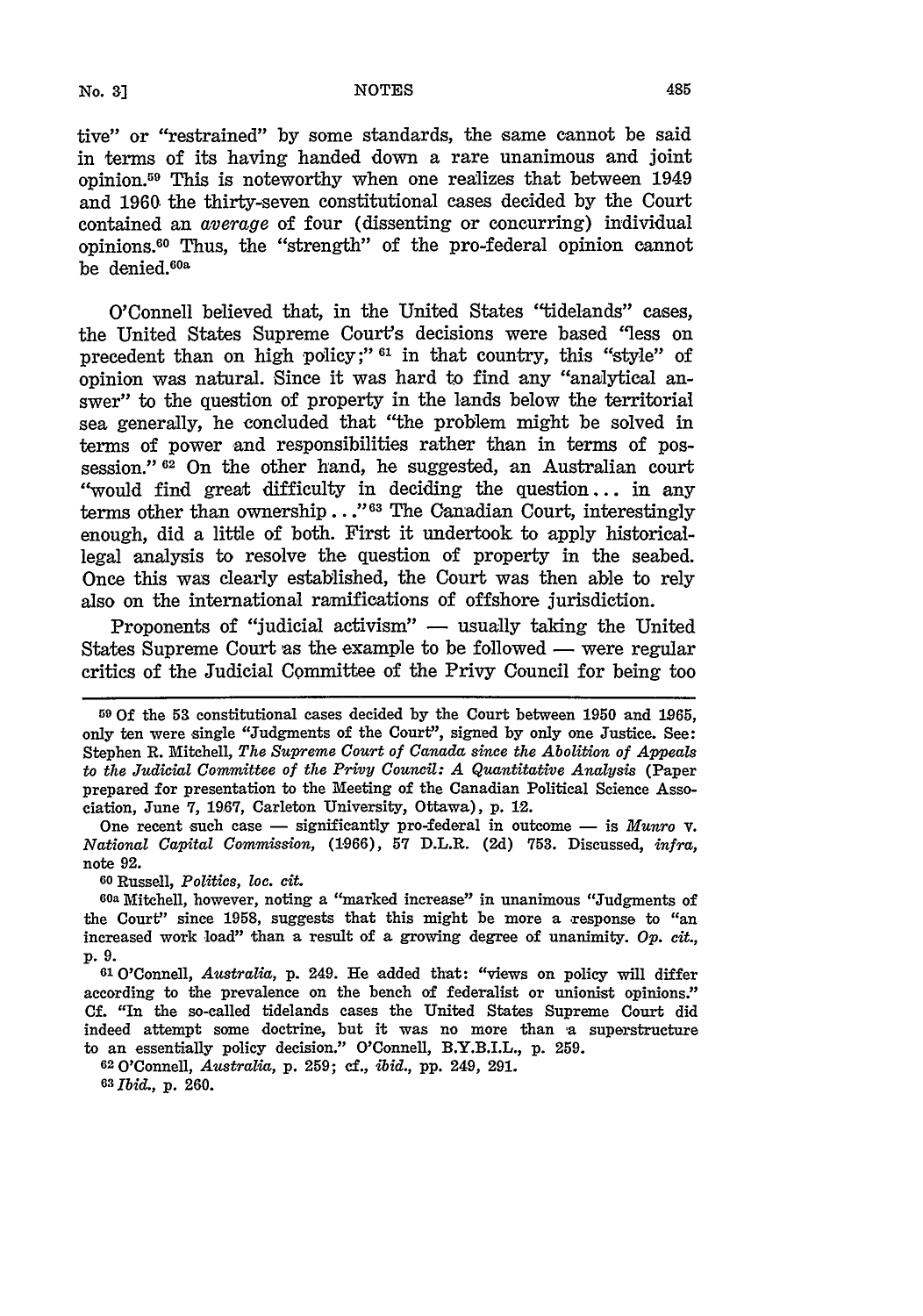tive" or "restrained" by some standards, the same cannot be said in terms of its having handed down a rare unanimous and joint opinion.[59] This is noteworthy when one realizes that between 1949 and 1960 the thirty-seven constitutional cases decided by the Court contained an *average* of four (dissenting or concurring) individual opinions.[60] Thus, the "strength" of the pro-federal opinion cannot be denied.[60a]

O'Connell believed that, in the United States "tidelands" cases, the United States Supreme Court's decisions were based "less on precedent than on high policy;" [61] in that country, this "style" of opinion was natural. Since it was hard to find any "analytical answer" to the question of property in the lands below the territorial sea generally, he concluded that "the problem might be solved in terms of power and responsibilities rather than in terms of possession." [62] On the other hand, he suggested, an Australian court "would find great difficulty in deciding the question... in any terms other than ownership..."[63] The Canadian Court, interestingly enough, did a little of both. First it undertook to apply historical-legal analysis to resolve the question of property in the seabed. Once this was clearly established, the Court was then able to rely also on the international ramifications of offshore jurisdiction.

Proponents of "judicial activism" — usually taking the United States Supreme Court as the example to be followed — were regular critics of the Judicial Committee of the Privy Council for being too

---

[59] Of the 53 constitutional cases decided by the Court between 1950 and 1965, only ten were single "Judgments of the Court", signed by only one Justice. See: Stephen R. Mitchell, *The Supreme Court of Canada since the Abolition of Appeals to the Judicial Committee of the Privy Council: A Quantitative Analysis* (Paper prepared for presentation to the Meeting of the Canadian Political Science Association, June 7, 1967, Carleton University, Ottawa), p. 12.

One recent such case — significantly pro-federal in outcome — is *Munro* v. *National Capital Commission*, (1966), 57 D.L.R. (2d) 753. Discussed, *infra*, note 92.

[60] Russell, *Politics, loc. cit.*

[60a] Mitchell, however, noting a "marked increase" in unanimous "Judgments of the Court" since 1958, suggests that this might be more a response to "an increased work load" than a result of a growing degree of unanimity. *Op. cit.*, p. 9.

[61] O'Connell, *Australia*, p. 249. He added that: "views on policy will differ according to the prevalence on the bench of federalist or unionist opinions." Cf. "In the so-called tidelands cases the United States Supreme Court did indeed attempt some doctrine, but it was no more than a superstructure to an essentially policy decision." O'Connell, B.Y.B.I.L., p. 259.

[62] O'Connell, *Australia*, p. 259; cf., *ibid.*, pp. 249, 291.

[63] *Ibid.*, p. 260.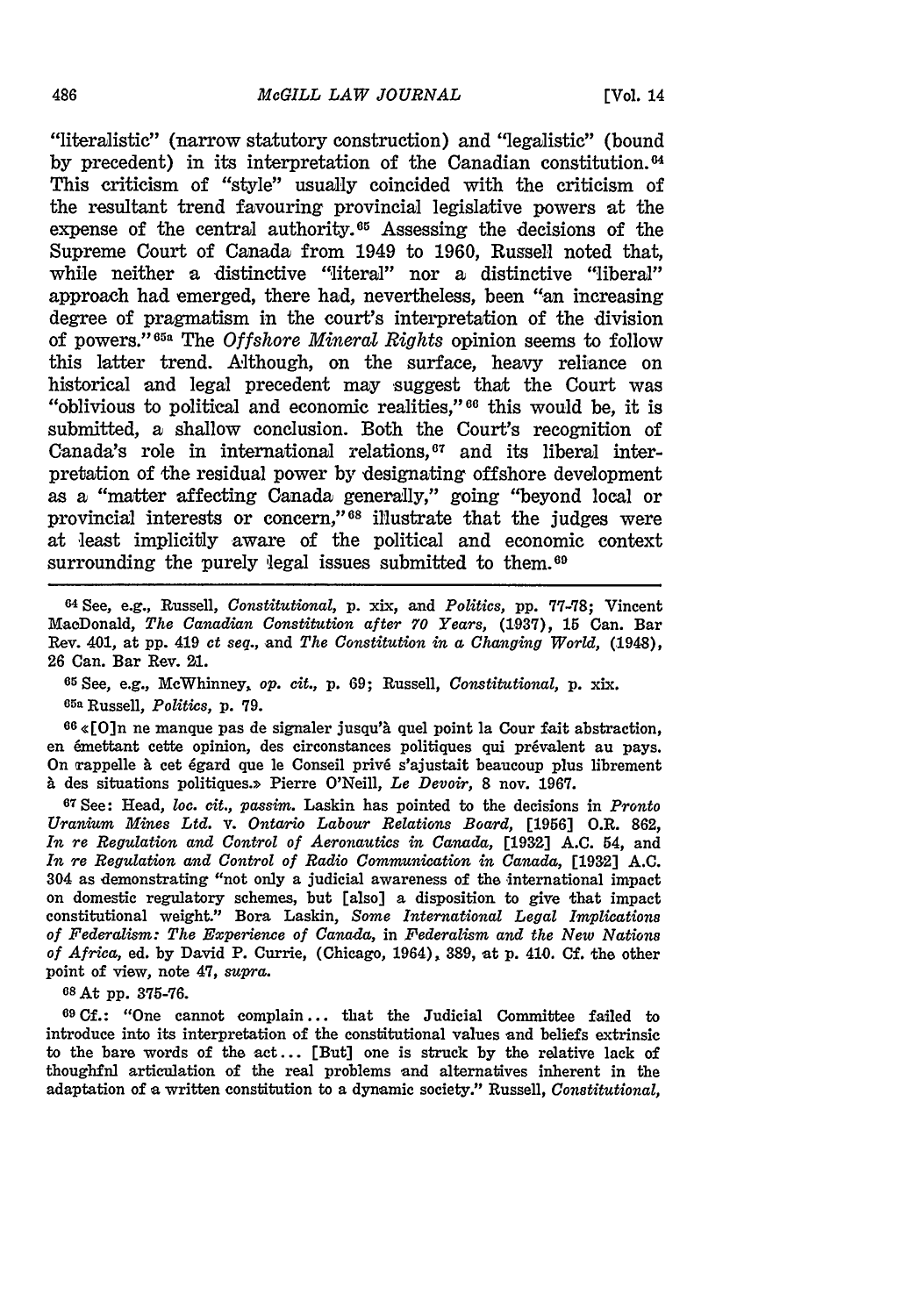"literalistic" (narrow statutory construction) and "legalistic" (bound by precedent) in its interpretation of the Canadian constitution.[64] This criticism of "style" usually coincided with the criticism of the resultant trend favouring provincial legislative powers at the expense of the central authority.[65] Assessing the decisions of the Supreme Court of Canada from 1949 to 1960, Russell noted that, while neither a distinctive "literal" nor a distinctive "liberal" approach had emerged, there had, nevertheless, been "an increasing degree of pragmatism in the court's interpretation of the division of powers."[65a] The *Offshore Mineral Rights* opinion seems to follow this latter trend. Although, on the surface, heavy reliance on historical and legal precedent may suggest that the Court was "oblivious to political and economic realities,"[66] this would be, it is submitted, a shallow conclusion. Both the Court's recognition of Canada's role in international relations,[67] and its liberal interpretation of the residual power by designating offshore development as a "matter affecting Canada generally," going "beyond local or provincial interests or concern,"[68] illustrate that the judges were at least implicitly aware of the political and economic context surrounding the purely legal issues submitted to them.[69]

---

[64] See, e.g., Russell, *Constitutional*, p. xix, and *Politics*, pp. 77-78; Vincent MacDonald, *The Canadian Constitution after 70 Years*, (1937), 15 Can. Bar Rev. 401, at pp. 419 *et seq.*, and *The Constitution in a Changing World*, (1948), 26 Can. Bar Rev. 21.

[65] See, e.g., McWhinney, *op. cit.*, p. 69; Russell, *Constitutional*, p. xix.

[65a] Russell, *Politics*, p. 79.

[66] «[O]n ne manque pas de signaler jusqu'à quel point la Cour fait abstraction, en émettant cette opinion, des circonstances politiques qui prévalent au pays. On rappelle à cet égard que le Conseil privé s'ajustait beaucoup plus librement à des situations politiques.» Pierre O'Neill, *Le Devoir*, 8 nov. 1967.

[67] See: Head, *loc. cit.*, *passim.* Laskin has pointed to the decisions in *Pronto Uranium Mines Ltd.* v. *Ontario Labour Relations Board*, [1956] O.R. 862, *In re Regulation and Control of Aeronautics in Canada*, [1932] A.C. 54, and *In re Regulation and Control of Radio Communication in Canada*, [1932] A.C. 304 as demonstrating "not only a judicial awareness of the international impact on domestic regulatory schemes, but [also] a disposition to give that impact constitutional weight." Bora Laskin, *Some International Legal Implications of Federalism: The Experience of Canada*, in *Federalism and the New Nations of Africa*, ed. by David P. Currie, (Chicago, 1964), 389, at p. 410. Cf. the other point of view, note 47, *supra*.

[68] At pp. 375-76.

[69] Cf.: "One cannot complain ... that the Judicial Committee failed to introduce into its interpretation of the constitutional values and beliefs extrinsic to the bare words of the act ... [But] one is struck by the relative lack of thoughfnl articulation of the real problems and alternatives inherent in the adaptation of a written constitution to a dynamic society." Russell, *Constitutional*,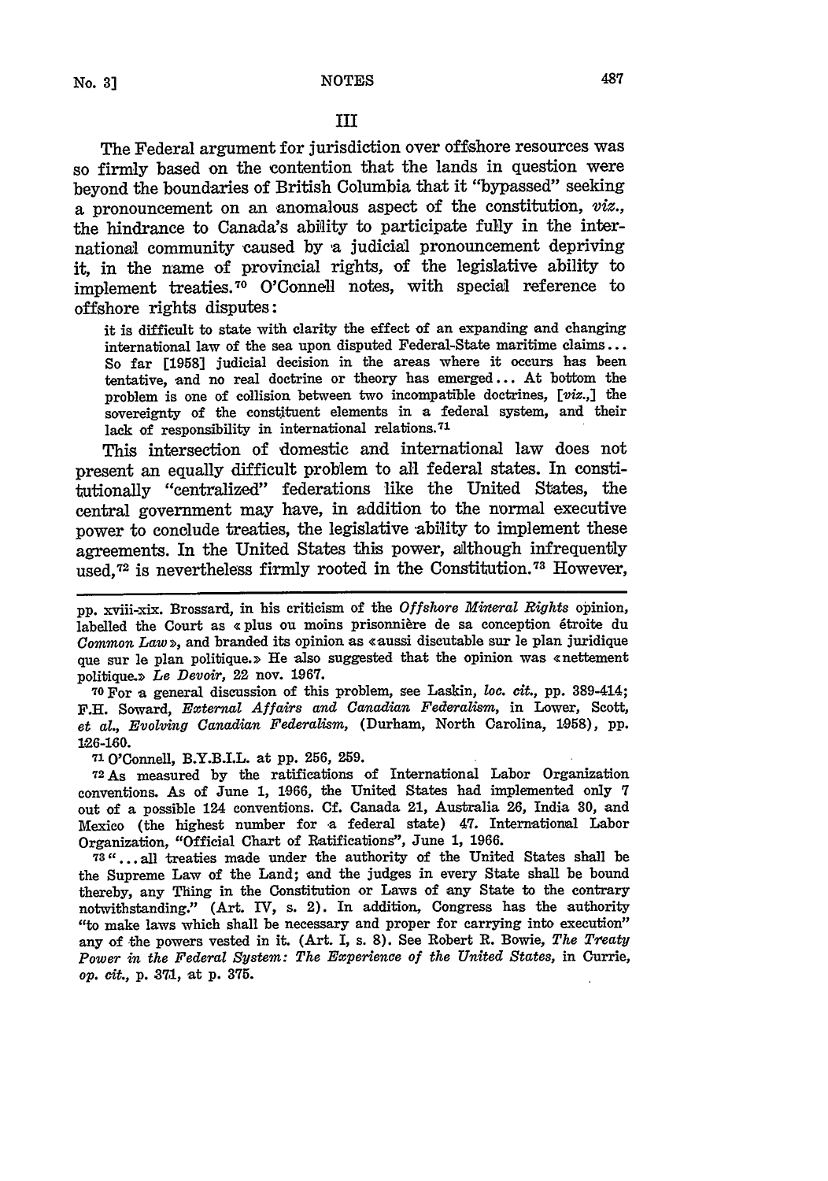## III

The Federal argument for jurisdiction over offshore resources was so firmly based on the contention that the lands in question were beyond the boundaries of British Columbia that it "bypassed" seeking a pronouncement on an anomalous aspect of the constitution, *viz.*, the hindrance to Canada's ability to participate fully in the international community caused by a judicial pronouncement depriving it, in the name of provincial rights, of the legislative ability to implement treaties.[70] O'Connell notes, with special reference to offshore rights disputes:

> it is difficult to state with clarity the effect of an expanding and changing international law of the sea upon disputed Federal-State maritime claims... So far [1958] judicial decision in the areas where it occurs has been tentative, and no real doctrine or theory has emerged... At bottom the problem is one of collision between two incompatible doctrines, [*viz.*,] the sovereignty of the constituent elements in a federal system, and their lack of responsibility in international relations.[71]

This intersection of domestic and international law does not present an equally difficult problem to all federal states. In constitutionally "centralized" federations like the United States, the central government may have, in addition to the normal executive power to conclude treaties, the legislative ability to implement these agreements. In the United States this power, although infrequently used,[72] is nevertheless firmly rooted in the Constitution.[73] However,

---

pp. xviii-xix. Brossard, in his criticism of the *Offshore Mineral Rights* opinion, labelled the Court as « plus ou moins prisonnière de sa conception étroite du *Common Law* », and branded its opinion as « aussi discutable sur le plan juridique que sur le plan politique.» He also suggested that the opinion was « nettement politique.» *Le Devoir*, 22 nov. 1967.

[70] For a general discussion of this problem, see Laskin, *loc. cit.*, pp. 389-414; F.H. Soward, *External Affairs and Canadian Federalism*, in Lower, Scott, *et al.*, *Evolving Canadian Federalism*, (Durham, North Carolina, 1958), pp. 126-160.

[71] O'Connell, B.Y.B.I.L. at pp. 256, 259.

[72] As measured by the ratifications of International Labor Organization conventions. As of June 1, 1966, the United States had implemented only 7 out of a possible 124 conventions. Cf. Canada 21, Australia 26, India 30, and Mexico (the highest number for a federal state) 47. International Labor Organization, "Official Chart of Ratifications", June 1, 1966.

[73] "... all treaties made under the authority of the United States shall be the Supreme Law of the Land; and the judges in every State shall be bound thereby, any Thing in the Constitution or Laws of any State to the contrary notwithstanding." (Art. IV, s. 2). In addition, Congress has the authority "to make laws which shall be necessary and proper for carrying into execution" any of the powers vested in it. (Art. I, s. 8). See Robert R. Bowie, *The Treaty Power in the Federal System: The Experience of the United States*, in Currie, *op. cit.*, p. 371, at p. 375.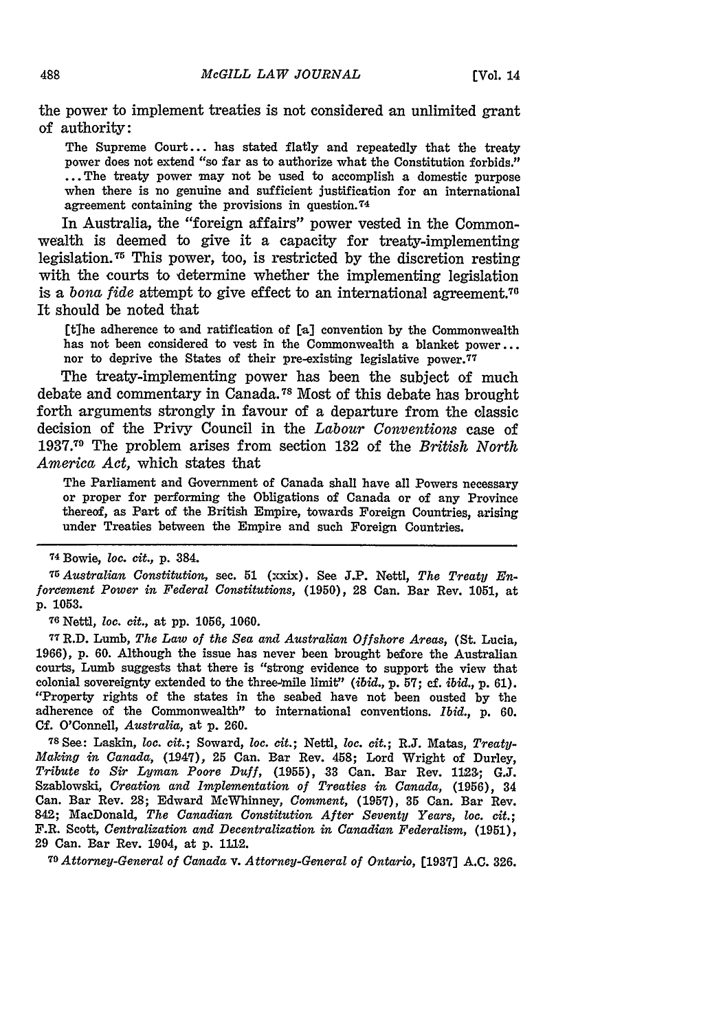the power to implement treaties is not considered an unlimited grant of authority:

> The Supreme Court... has stated flatly and repeatedly that the treaty power does not extend "so far as to authorize what the Constitution forbids." ... The treaty power may not be used to accomplish a domestic purpose when there is no genuine and sufficient justification for an international agreement containing the provisions in question.[74]

In Australia, the "foreign affairs" power vested in the Commonwealth is deemed to give it a capacity for treaty-implementing legislation.[75] This power, too, is restricted by the discretion resting with the courts to determine whether the implementing legislation is a *bona fide* attempt to give effect to an international agreement.[76] It should be noted that

> [t]he adherence to and ratification of [a] convention by the Commonwealth has not been considered to vest in the Commonwealth a blanket power... nor to deprive the States of their pre-existing legislative power.[77]

The treaty-implementing power has been the subject of much debate and commentary in Canada.[78] Most of this debate has brought forth arguments strongly in favour of a departure from the classic decision of the Privy Council in the *Labour Conventions* case of 1937.[79] The problem arises from section 132 of the *British North America Act,* which states that

> The Parliament and Government of Canada shall have all Powers necessary or proper for performing the Obligations of Canada or of any Province thereof, as Part of the British Empire, towards Foreign Countries, arising under Treaties between the Empire and such Foreign Countries.

---

[74] Bowie, *loc. cit.*, p. 384.

[75] *Australian Constitution*, sec. 51 (xxix). See J.P. Nettl, *The Treaty Enforcement Power in Federal Constitutions*, (1950), 28 Can. Bar Rev. 1051, at p. 1053.

[76] Nettl, *loc. cit.*, at pp. 1056, 1060.

[77] R.D. Lumb, *The Law of the Sea and Australian Offshore Areas*, (St. Lucia, 1966), p. 60. Although the issue has never been brought before the Australian courts, Lumb suggests that there is "strong evidence to support the view that colonial sovereignty extended to the three-mile limit" (*ibid.*, p. 57; cf. *ibid.*, p. 61). "Property rights of the states in the seabed have not been ousted by the adherence of the Commonwealth" to international conventions. *Ibid.*, p. 60. Cf. O'Connell, *Australia*, at p. 260.

[78] See: Laskin, *loc. cit.*; Soward, *loc. cit.*; Nettl, *loc. cit.*; R.J. Matas, *Treaty-Making in Canada*, (1947), 25 Can. Bar Rev. 458; Lord Wright of Durley, *Tribute to Sir Lyman Poore Duff*, (1955), 33 Can. Bar Rev. 1123; G.J. Szablowski, *Creation and Implementation of Treaties in Canada*, (1956), 34 Can. Bar Rev. 28; Edward McWhinney, *Comment*, (1957), 35 Can. Bar Rev. 842; MacDonald, *The Canadian Constitution After Seventy Years, loc. cit.*; F.R. Scott, *Centralization and Decentralization in Canadian Federalism*, (1951), 29 Can. Bar Rev. 1094, at p. 1112.

[79] *Attorney-General of Canada* v. *Attorney-General of Ontario*, [1937] A.C. 326.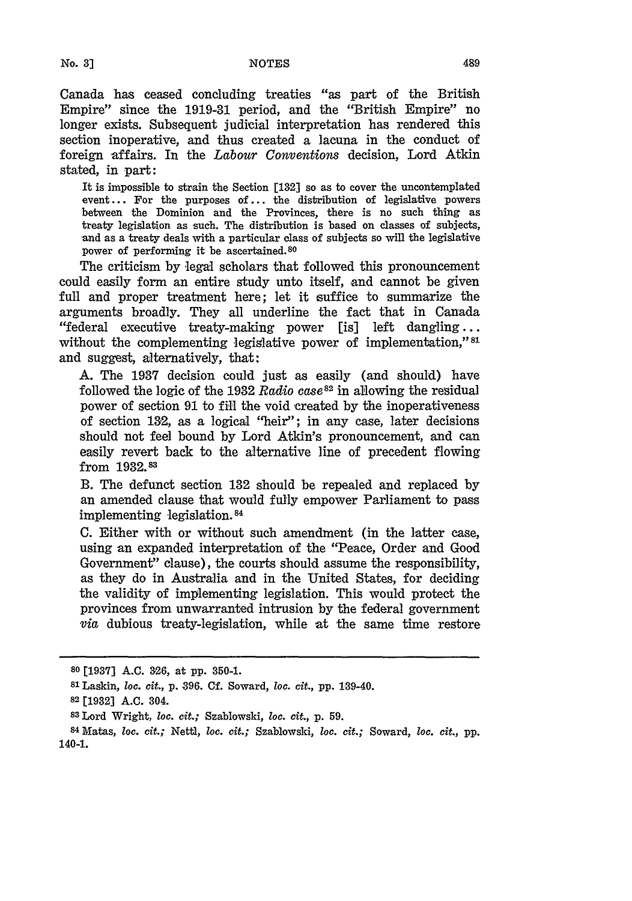Canada has ceased concluding treaties "as part of the British Empire" since the 1919-31 period, and the "British Empire" no longer exists. Subsequent judicial interpretation has rendered this section inoperative, and thus created a lacuna in the conduct of foreign affairs. In the *Labour Conventions* decision, Lord Atkin stated, in part:

> It is impossible to strain the Section [132] so as to cover the uncontemplated event... For the purposes of... the distribution of legislative powers between the Dominion and the Provinces, there is no such thing as treaty legislation as such. The distribution is based on classes of subjects, and as a treaty deals with a particular class of subjects so will the legislative power of performing it be ascertained.[80]

The criticism by legal scholars that followed this pronouncement could easily form an entire study unto itself, and cannot be given full and proper treatment here; let it suffice to summarize the arguments broadly. They all underline the fact that in Canada "federal executive treaty-making power [is] left dangling... without the complementing legislative power of implementation,"[81] and suggest, alternatively, that:

A. The 1937 decision could just as easily (and should) have followed the logic of the 1932 *Radio case*[82] in allowing the residual power of section 91 to fill the void created by the inoperativeness of section 132, as a logical "heir"; in any case, later decisions should not feel bound by Lord Atkin's pronouncement, and can easily revert back to the alternative line of precedent flowing from 1932.[83]

B. The defunct section 132 should be repealed and replaced by an amended clause that would fully empower Parliament to pass implementing legislation.[84]

C. Either with or without such amendment (in the latter case, using an expanded interpretation of the "Peace, Order and Good Government" clause), the courts should assume the responsibility, as they do in Australia and in the United States, for deciding the validity of implementing legislation. This would protect the provinces from unwarranted intrusion by the federal government *via* dubious treaty-legislation, while at the same time restore

---

[80] [1937] A.C. 326, at pp. 350-1.

[81] Laskin, *loc. cit.*, p. 396. Cf. Soward, *loc. cit.*, pp. 139-40.

[82] [1932] A.C. 304.

[83] Lord Wright, *loc. cit.;* Szablowski, *loc. cit.*, p. 59.

[84] Matas, *loc. cit.;* Nettl, *loc. cit.;* Szablowski, *loc. cit.;* Soward, *loc. cit.*, pp. 140-1.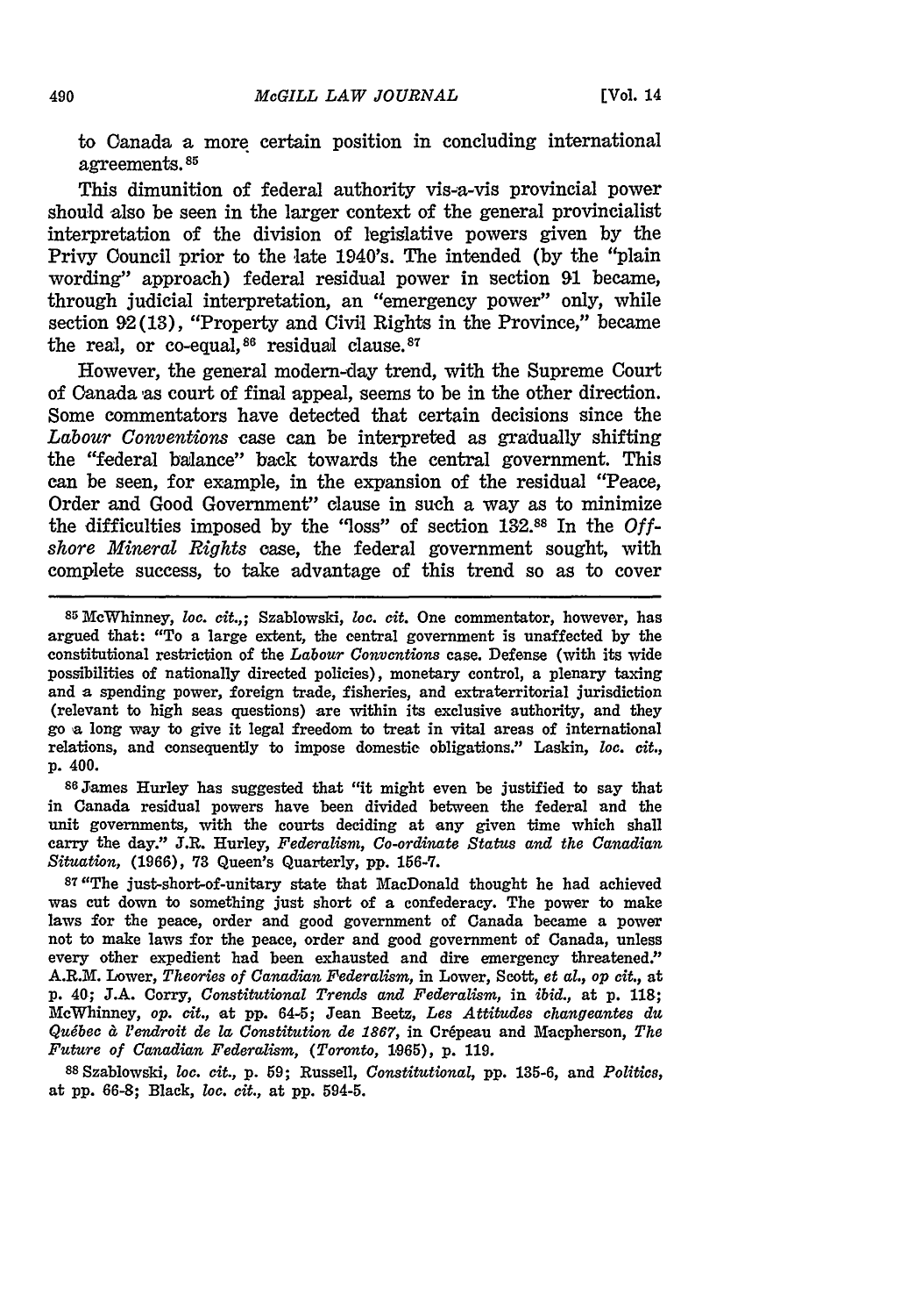to Canada a more certain position in concluding international agreements.[85]

This dimunition of federal authority vis-a-vis provincial power should also be seen in the larger context of the general provincialist interpretation of the division of legislative powers given by the Privy Council prior to the late 1940's. The intended (by the "plain wording" approach) federal residual power in section 91 became, through judicial interpretation, an "emergency power" only, while section 92(13), "Property and Civil Rights in the Province," became the real, or co-equal,[86] residual clause.[87]

However, the general modern-day trend, with the Supreme Court of Canada as court of final appeal, seems to be in the other direction. Some commentators have detected that certain decisions since the *Labour Conventions* case can be interpreted as gradually shifting the "federal balance" back towards the central government. This can be seen, for example, in the expansion of the residual "Peace, Order and Good Government" clause in such a way as to minimize the difficulties imposed by the "loss" of section 132.[88] In the *Offshore Mineral Rights* case, the federal government sought, with complete success, to take advantage of this trend so as to cover

---

[85] McWhinney, *loc. cit.*; Szablowski, *loc. cit.* One commentator, however, has argued that: "To a large extent, the central government is unaffected by the constitutional restriction of the *Labour Conventions* case. Defense (with its wide possibilities of nationally directed policies), monetary control, a plenary taxing and a spending power, foreign trade, fisheries, and extraterritorial jurisdiction (relevant to high seas questions) are within its exclusive authority, and they go a long way to give it legal freedom to treat in vital areas of international relations, and consequently to impose domestic obligations." Laskin, *loc. cit.*, p. 400.

[86] James Hurley has suggested that "it might even be justified to say that in Canada residual powers have been divided between the federal and the unit governments, with the courts deciding at any given time which shall carry the day." J.R. Hurley, *Federalism, Co-ordinate Status and the Canadian Situation*, (1966), 73 Queen's Quarterly, pp. 156-7.

[87] "The just-short-of-unitary state that MacDonald thought he had achieved was cut down to something just short of a confederacy. The power to make laws for the peace, order and good government of Canada became a power not to make laws for the peace, order and good government of Canada, unless every other expedient had been exhausted and dire emergency threatened." A.R.M. Lower, *Theories of Canadian Federalism*, in Lower, Scott, *et al.*, *op cit.*, at p. 40; J.A. Corry, *Constitutional Trends and Federalism*, in *ibid.*, at p. 118; McWhinney, *op. cit.*, at pp. 64-5; Jean Beetz, *Les Attitudes changeantes du Québec à l'endroit de la Constitution de 1867*, in Crépeau and Macpherson, *The Future of Canadian Federalism*, (*Toronto*, 1965), p. 119.

[88] Szablowski, *loc. cit.*, p. 59; Russell, *Constitutional*, pp. 135-6, and *Politics*, at pp. 66-8; Black, *loc. cit.*, at pp. 594-5.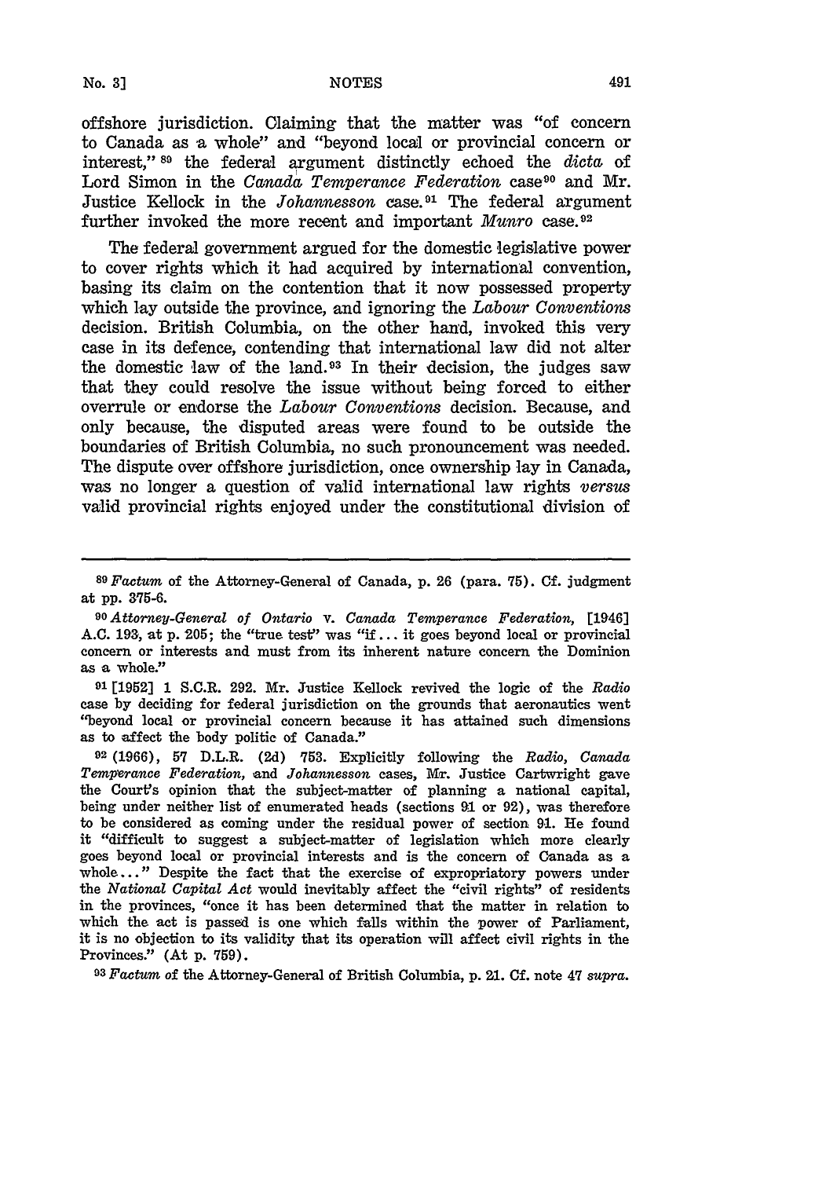offshore jurisdiction. Claiming that the matter was "of concern to Canada as a whole" and "beyond local or provincial concern or interest,"[89] the federal argument distinctly echoed the *dicta* of Lord Simon in the *Canada Temperance Federation* case[90] and Mr. Justice Kellock in the *Johannesson* case.[91] The federal argument further invoked the more recent and important *Munro* case.[92]

The federal government argued for the domestic legislative power to cover rights which it had acquired by international convention, basing its claim on the contention that it now possessed property which lay outside the province, and ignoring the *Labour Conventions* decision. British Columbia, on the other hand, invoked this very case in its defence, contending that international law did not alter the domestic law of the land.[93] In their decision, the judges saw that they could resolve the issue without being forced to either overrule or endorse the *Labour Conventions* decision. Because, and only because, the disputed areas were found to be outside the boundaries of British Columbia, no such pronouncement was needed. The dispute over offshore jurisdiction, once ownership lay in Canada, was no longer a question of valid international law rights *versus* valid provincial rights enjoyed under the constitutional division of

---

[89] *Factum* of the Attorney-General of Canada, p. 26 (para. 75). Cf. judgment at pp. 375-6.

[90] *Attorney-General of Ontario* v. *Canada Temperance Federation*, [1946] A.C. 193, at p. 205; the "true test" was "if... it goes beyond local or provincial concern or interests and must from its inherent nature concern the Dominion as a whole."

[91] [1952] 1 S.C.R. 292. Mr. Justice Kellock revived the logic of the *Radio* case by deciding for federal jurisdiction on the grounds that aeronautics went "beyond local or provincial concern because it has attained such dimensions as to affect the body politic of Canada."

[92] (1966), 57 D.L.R. (2d) 753. Explicitly following the *Radio*, *Canada Temperance Federation*, and *Johannesson* cases, Mr. Justice Cartwright gave the Court's opinion that the subject-matter of planning a national capital, being under neither list of enumerated heads (sections 91 or 92), was therefore to be considered as coming under the residual power of section 91. He found it "difficult to suggest a subject-matter of legislation which more clearly goes beyond local or provincial interests and is the concern of Canada as a whole..." Despite the fact that the exercise of expropriatory powers under the *National Capital Act* would inevitably affect the "civil rights" of residents in the provinces, "once it has been determined that the matter in relation to which the act is passed is one which falls within the power of Parliament, it is no objection to its validity that its operation will affect civil rights in the Provinces." (At p. 759).

[93] *Factum* of the Attorney-General of British Columbia, p. 21. Cf. note 47 *supra*.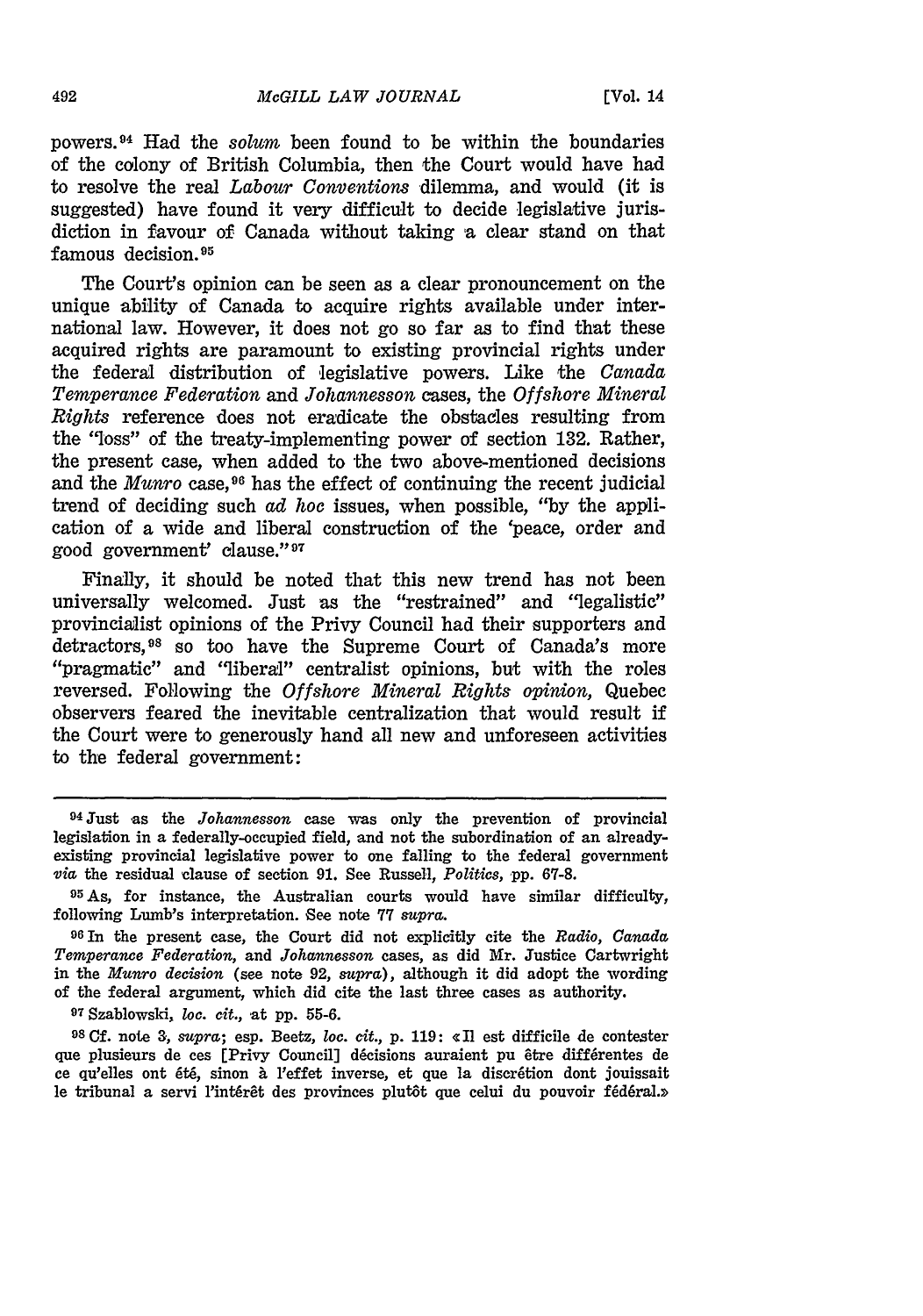powers.[94] Had the *solum* been found to be within the boundaries of the colony of British Columbia, then the Court would have had to resolve the real *Labour Conventions* dilemma, and would (it is suggested) have found it very difficult to decide legislative jurisdiction in favour of Canada without taking a clear stand on that famous decision.[95]

The Court's opinion can be seen as a clear pronouncement on the unique ability of Canada to acquire rights available under international law. However, it does not go so far as to find that these acquired rights are paramount to existing provincial rights under the federal distribution of legislative powers. Like the *Canada Temperance Federation* and *Johannesson* cases, the *Offshore Mineral Rights* reference does not eradicate the obstacles resulting from the "loss" of the treaty-implementing power of section 132. Rather, the present case, when added to the two above-mentioned decisions and the *Munro* case,[96] has the effect of continuing the recent judicial trend of deciding such *ad hoc* issues, when possible, "by the application of a wide and liberal construction of the 'peace, order and good government' clause."[97]

Finally, it should be noted that this new trend has not been universally welcomed. Just as the "restrained" and "legalistic" provincialist opinions of the Privy Council had their supporters and detractors,[98] so too have the Supreme Court of Canada's more "pragmatic" and "liberal" centralist opinions, but with the roles reversed. Following the *Offshore Mineral Rights opinion*, Quebec observers feared the inevitable centralization that would result if the Court were to generously hand all new and unforeseen activities to the federal government:

---

[94] Just as the *Johannesson* case was only the prevention of provincial legislation in a federally-occupied field, and not the subordination of an already-existing provincial legislative power to one falling to the federal government *via* the residual clause of section 91. See Russell, *Politics*, pp. 67-8.

[95] As, for instance, the Australian courts would have similar difficulty, following Lumb's interpretation. See note 77 *supra*.

[96] In the present case, the Court did not explicitly cite the *Radio, Canada Temperance Federation*, and *Johannesson* cases, as did Mr. Justice Cartwright in the *Munro decision* (see note 92, *supra*), although it did adopt the wording of the federal argument, which did cite the last three cases as authority.

[97] Szablowski, *loc. cit.*, at pp. 55-6.

[98] Cf. note 3, *supra*; esp. Beetz, *loc. cit.*, p. 119: «Il est difficile de contester que plusieurs de ces [Privy Council] décisions auraient pu être différentes de ce qu'elles ont été, sinon à l'effet inverse, et que la discrétion dont jouissait le tribunal a servi l'intérêt des provinces plutôt que celui du pouvoir fédéral.»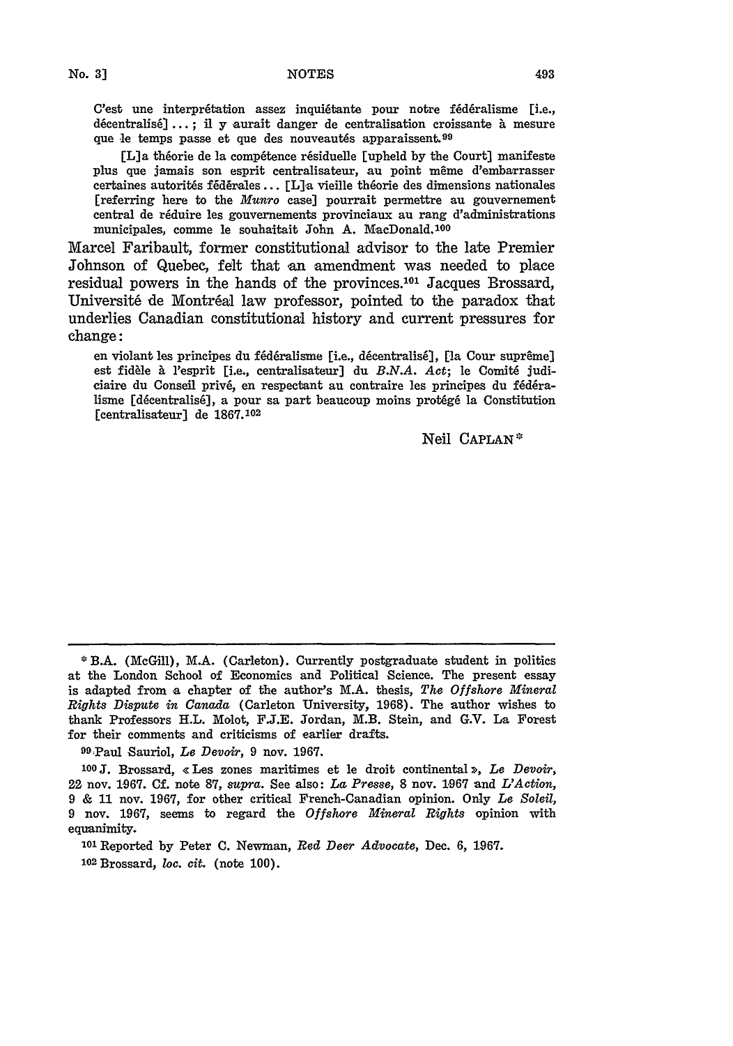C'est une interprétation assez inquiétante pour notre fédéralisme [i.e., décentralisé] ... ; il y aurait danger de centralisation croissante à mesure que le temps passe et que des nouveautés apparaissent.[99]

[L]a théorie de la compétence résiduelle [upheld by the Court] manifeste plus que jamais son esprit centralisateur, au point même d'embarrasser certaines autorités fédérales ... [L]a vieille théorie des dimensions nationales [referring here to the *Munro* case] pourrait permettre au gouvernement central de réduire les gouvernements provinciaux au rang d'administrations municipales, comme le souhaitait John A. MacDonald.[100]

Marcel Faribault, former constitutional advisor to the late Premier Johnson of Quebec, felt that an amendment was needed to place residual powers in the hands of the provinces.[101] Jacques Brossard, Université de Montréal law professor, pointed to the paradox that underlies Canadian constitutional history and current pressures for change:

en violant les principes du fédéralisme [i.e., décentralisé], [la Cour suprême] est fidèle à l'esprit [i.e., centralisateur] du *B.N.A. Act*; le Comité judiciaire du Conseil privé, en respectant au contraire les principes du fédéralisme [décentralisé], a pour sa part beaucoup moins protégé la Constitution [centralisateur] de 1867.[102]

Neil CAPLAN*

---

* B.A. (McGill), M.A. (Carleton). Currently postgraduate student in politics at the London School of Economics and Political Science. The present essay is adapted from a chapter of the author's M.A. thesis, *The Offshore Mineral Rights Dispute in Canada* (Carleton University, 1968). The author wishes to thank Professors H.L. Molot, F.J.E. Jordan, M.B. Stein, and G.V. La Forest for their comments and criticisms of earlier drafts.

[99] Paul Sauriol, *Le Devoir*, 9 nov. 1967.

[100] J. Brossard, « Les zones maritimes et le droit continental », *Le Devoir*, 22 nov. 1967. Cf. note 87, *supra*. See also: *La Presse*, 8 nov. 1967 and *L'Action*, 9 & 11 nov. 1967, for other critical French-Canadian opinion. Only *Le Soleil*, 9 nov. 1967, seems to regard the *Offshore Mineral Rights* opinion with equanimity.

[101] Reported by Peter C. Newman, *Red Deer Advocate*, Dec. 6, 1967.

[102] Brossard, *loc. cit.* (note 100).